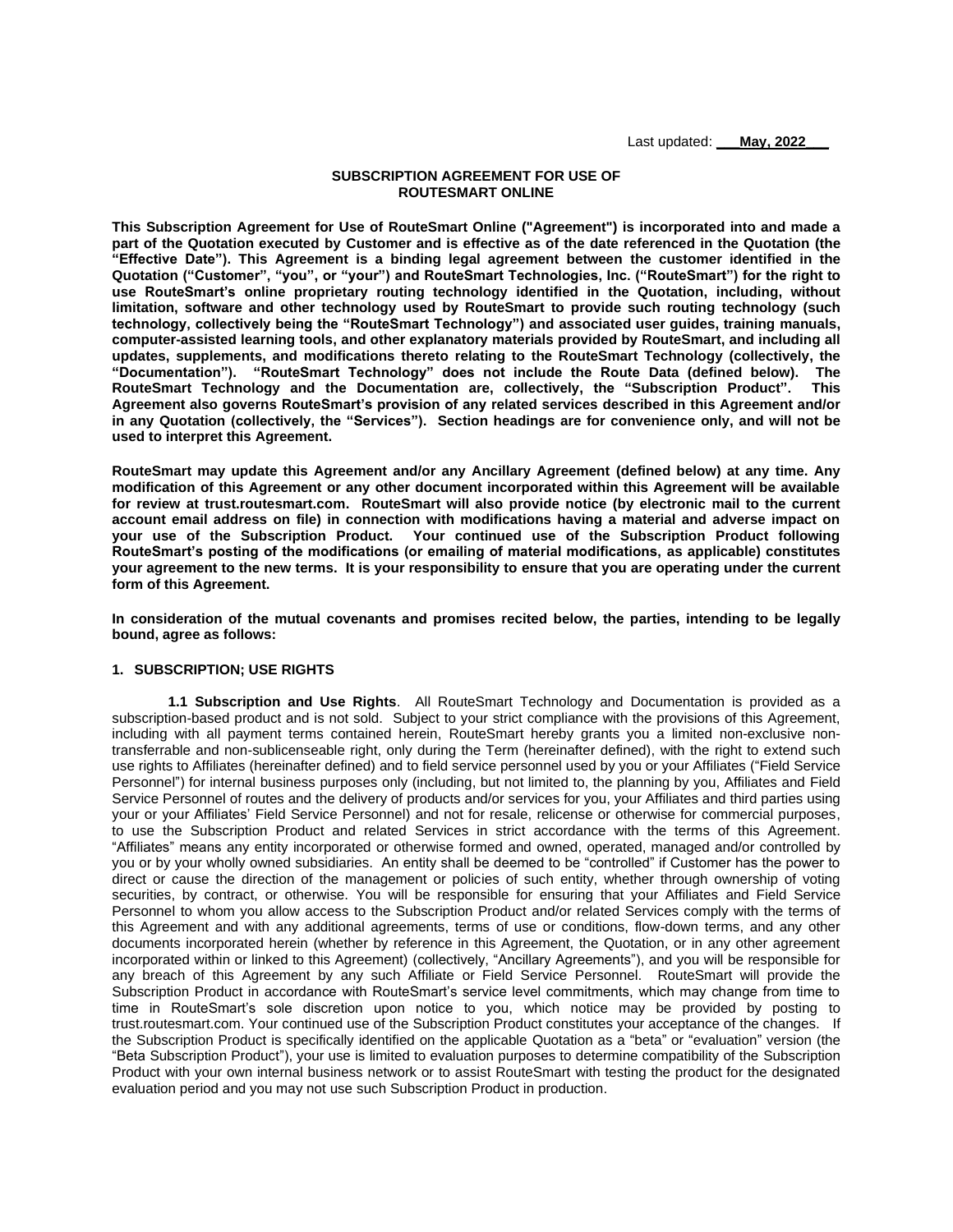Last updated: ___May, 2022___

## SUBSCRIPTION AGREEMENT FOR USE OF ROUTESMART ONLINE

**This Subscription Agreement for Use of RouteSmart Online ("Agreement") is incorporated into and made a part of the Quotation executed by Customer and is effective as of the date referenced in the Quotation (the "Effective Date"). This Agreement is a binding legal agreement between the customer identified in the Quotation ("Customer", "you", or "your") and RouteSmart Technologies, Inc. ("RouteSmart") for the right to use RouteSmart's online proprietary routing technology identified in the Quotation, including, without limitation, software and other technology used by RouteSmart to provide such routing technology (such technology, collectively being the "RouteSmart Technology") and associated user guides, training manuals, computer-assisted learning tools, and other explanatory materials provided by RouteSmart, and including all updates, supplements, and modifications thereto relating to the RouteSmart Technology (collectively, the "Documentation"). "RouteSmart Technology" does not include the Route Data (defined below). The RouteSmart Technology and the Documentation are, collectively, the "Subscription Product". This Agreement also governs RouteSmart's provision of any related services described in this Agreement and/or in any Quotation (collectively, the "Services"). Section headings are for convenience only, and will not be used to interpret this Agreement.**

**RouteSmart may update this Agreement and/or any Ancillary Agreement (defined below) at any time. Any modification of this Agreement or any other document incorporated within this Agreement will be available for review at trust.routesmart.com. RouteSmart will also provide notice (by electronic mail to the current account email address on file) in connection with modifications having a material and adverse impact on your use of the Subscription Product. Your continued use of the Subscription Product following RouteSmart's posting of the modifications (or emailing of material modifications, as applicable) constitutes your agreement to the new terms. It is your responsibility to ensure that you are operating under the current form of this Agreement.**

**In consideration of the mutual covenants and promises recited below, the parties, intending to be legally bound, agree as follows:**

### 1. SUBSCRIPTION; USE RIGHTS

**1.1 Subscription and Use Rights**. All RouteSmart Technology and Documentation is provided as a subscription-based product and is not sold. Subject to your strict compliance with the provisions of this Agreement, including with all payment terms contained herein, RouteSmart hereby grants you a limited non-exclusive non-transferrable and non-sublicenseable right, only during the Term (hereinafter defined), with the right to extend such use rights to Affiliates (hereinafter defined) and to field service personnel used by you or your Affiliates ("Field Service Personnel") for internal business purposes only (including, but not limited to, the planning by you, Affiliates and Field Service Personnel of routes and the delivery of products and/or services for you, your Affiliates and third parties using your or your Affiliates' Field Service Personnel) and not for resale, relicense or otherwise for commercial purposes, to use the Subscription Product and related Services in strict accordance with the terms of this Agreement. "Affiliates" means any entity incorporated or otherwise formed and owned, operated, managed and/or controlled by you or by your wholly owned subsidiaries. An entity shall be deemed to be "controlled" if Customer has the power to direct or cause the direction of the management or policies of such entity, whether through ownership of voting securities, by contract, or otherwise. You will be responsible for ensuring that your Affiliates and Field Service Personnel to whom you allow access to the Subscription Product and/or related Services comply with the terms of this Agreement and with any additional agreements, terms of use or conditions, flow-down terms, and any other documents incorporated herein (whether by reference in this Agreement, the Quotation, or in any other agreement incorporated within or linked to this Agreement) (collectively, "Ancillary Agreements"), and you will be responsible for any breach of this Agreement by any such Affiliate or Field Service Personnel. RouteSmart will provide the Subscription Product in accordance with RouteSmart's service level commitments, which may change from time to time in RouteSmart's sole discretion upon notice to you, which notice may be provided by posting to trust.routesmart.com. Your continued use of the Subscription Product constitutes your acceptance of the changes. If the Subscription Product is specifically identified on the applicable Quotation as a "beta" or "evaluation" version (the "Beta Subscription Product"), your use is limited to evaluation purposes to determine compatibility of the Subscription Product with your own internal business network or to assist RouteSmart with testing the product for the designated evaluation period and you may not use such Subscription Product in production.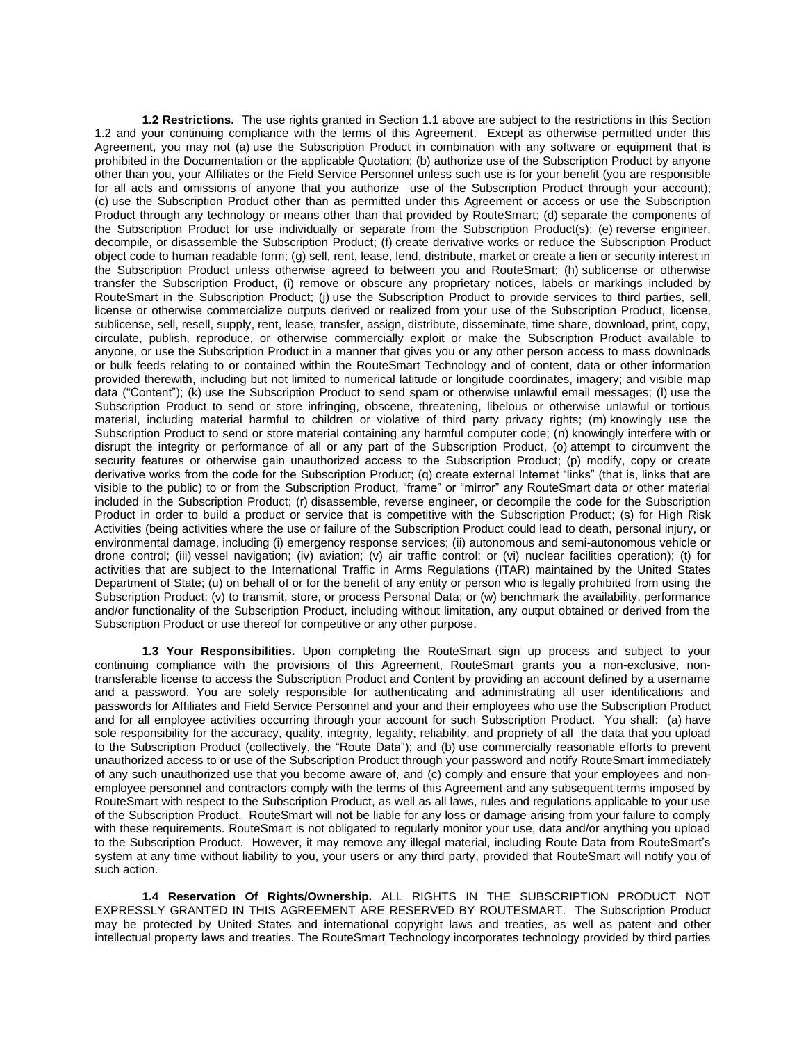**1.2 Restrictions.** The use rights granted in Section 1.1 above are subject to the restrictions in this Section 1.2 and your continuing compliance with the terms of this Agreement. Except as otherwise permitted under this Agreement, you may not (a) use the Subscription Product in combination with any software or equipment that is prohibited in the Documentation or the applicable Quotation; (b) authorize use of the Subscription Product by anyone other than you, your Affiliates or the Field Service Personnel unless such use is for your benefit (you are responsible for all acts and omissions of anyone that you authorize use of the Subscription Product through your account); (c) use the Subscription Product other than as permitted under this Agreement or access or use the Subscription Product through any technology or means other than that provided by RouteSmart; (d) separate the components of the Subscription Product for use individually or separate from the Subscription Product(s); (e) reverse engineer, decompile, or disassemble the Subscription Product; (f) create derivative works or reduce the Subscription Product object code to human readable form; (g) sell, rent, lease, lend, distribute, market or create a lien or security interest in the Subscription Product unless otherwise agreed to between you and RouteSmart; (h) sublicense or otherwise transfer the Subscription Product, (i) remove or obscure any proprietary notices, labels or markings included by RouteSmart in the Subscription Product; (j) use the Subscription Product to provide services to third parties, sell, license or otherwise commercialize outputs derived or realized from your use of the Subscription Product, license, sublicense, sell, resell, supply, rent, lease, transfer, assign, distribute, disseminate, time share, download, print, copy, circulate, publish, reproduce, or otherwise commercially exploit or make the Subscription Product available to anyone, or use the Subscription Product in a manner that gives you or any other person access to mass downloads or bulk feeds relating to or contained within the RouteSmart Technology and of content, data or other information provided therewith, including but not limited to numerical latitude or longitude coordinates, imagery; and visible map data ("Content"); (k) use the Subscription Product to send spam or otherwise unlawful email messages; (l) use the Subscription Product to send or store infringing, obscene, threatening, libelous or otherwise unlawful or tortious material, including material harmful to children or violative of third party privacy rights; (m) knowingly use the Subscription Product to send or store material containing any harmful computer code; (n) knowingly interfere with or disrupt the integrity or performance of all or any part of the Subscription Product, (o) attempt to circumvent the security features or otherwise gain unauthorized access to the Subscription Product; (p) modify, copy or create derivative works from the code for the Subscription Product; (q) create external Internet "links" (that is, links that are visible to the public) to or from the Subscription Product, "frame" or "mirror" any RouteSmart data or other material included in the Subscription Product; (r) disassemble, reverse engineer, or decompile the code for the Subscription Product in order to build a product or service that is competitive with the Subscription Product; (s) for High Risk Activities (being activities where the use or failure of the Subscription Product could lead to death, personal injury, or environmental damage, including (i) emergency response services; (ii) autonomous and semi-autonomous vehicle or drone control; (iii) vessel navigation; (iv) aviation; (v) air traffic control; or (vi) nuclear facilities operation); (t) for activities that are subject to the International Traffic in Arms Regulations (ITAR) maintained by the United States Department of State; (u) on behalf of or for the benefit of any entity or person who is legally prohibited from using the Subscription Product; (v) to transmit, store, or process Personal Data; or (w) benchmark the availability, performance and/or functionality of the Subscription Product, including without limitation, any output obtained or derived from the Subscription Product or use thereof for competitive or any other purpose.

**1.3 Your Responsibilities.** Upon completing the RouteSmart sign up process and subject to your continuing compliance with the provisions of this Agreement, RouteSmart grants you a non-exclusive, non-transferable license to access the Subscription Product and Content by providing an account defined by a username and a password. You are solely responsible for authenticating and administrating all user identifications and passwords for Affiliates and Field Service Personnel and your and their employees who use the Subscription Product and for all employee activities occurring through your account for such Subscription Product. You shall: (a) have sole responsibility for the accuracy, quality, integrity, legality, reliability, and propriety of all the data that you upload to the Subscription Product (collectively, the "Route Data"); and (b) use commercially reasonable efforts to prevent unauthorized access to or use of the Subscription Product through your password and notify RouteSmart immediately of any such unauthorized use that you become aware of, and (c) comply and ensure that your employees and non-employee personnel and contractors comply with the terms of this Agreement and any subsequent terms imposed by RouteSmart with respect to the Subscription Product, as well as all laws, rules and regulations applicable to your use of the Subscription Product. RouteSmart will not be liable for any loss or damage arising from your failure to comply with these requirements. RouteSmart is not obligated to regularly monitor your use, data and/or anything you upload to the Subscription Product. However, it may remove any illegal material, including Route Data from RouteSmart's system at any time without liability to you, your users or any third party, provided that RouteSmart will notify you of such action.

**1.4 Reservation Of Rights/Ownership.** ALL RIGHTS IN THE SUBSCRIPTION PRODUCT NOT EXPRESSLY GRANTED IN THIS AGREEMENT ARE RESERVED BY ROUTESMART. The Subscription Product may be protected by United States and international copyright laws and treaties, as well as patent and other intellectual property laws and treaties. The RouteSmart Technology incorporates technology provided by third parties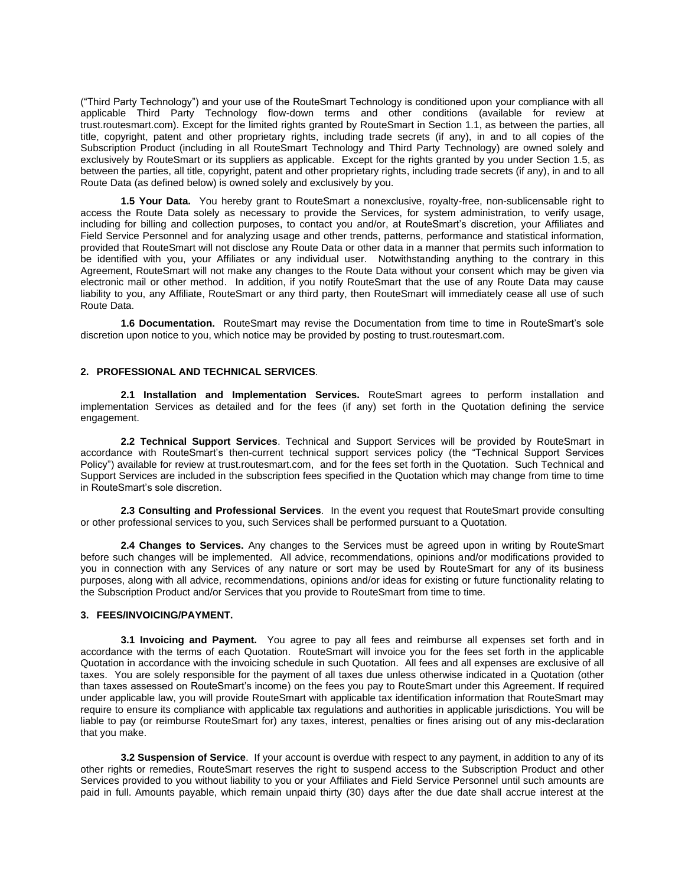("Third Party Technology") and your use of the RouteSmart Technology is conditioned upon your compliance with all applicable Third Party Technology flow-down terms and other conditions (available for review at trust.routesmart.com). Except for the limited rights granted by RouteSmart in Section 1.1, as between the parties, all title, copyright, patent and other proprietary rights, including trade secrets (if any), in and to all copies of the Subscription Product (including in all RouteSmart Technology and Third Party Technology) are owned solely and exclusively by RouteSmart or its suppliers as applicable. Except for the rights granted by you under Section 1.5, as between the parties, all title, copyright, patent and other proprietary rights, including trade secrets (if any), in and to all Route Data (as defined below) is owned solely and exclusively by you.

**1.5 Your Data.** You hereby grant to RouteSmart a nonexclusive, royalty-free, non-sublicensable right to access the Route Data solely as necessary to provide the Services, for system administration, to verify usage, including for billing and collection purposes, to contact you and/or, at RouteSmart's discretion, your Affiliates and Field Service Personnel and for analyzing usage and other trends, patterns, performance and statistical information, provided that RouteSmart will not disclose any Route Data or other data in a manner that permits such information to be identified with you, your Affiliates or any individual user. Notwithstanding anything to the contrary in this Agreement, RouteSmart will not make any changes to the Route Data without your consent which may be given via electronic mail or other method. In addition, if you notify RouteSmart that the use of any Route Data may cause liability to you, any Affiliate, RouteSmart or any third party, then RouteSmart will immediately cease all use of such Route Data.

**1.6 Documentation.** RouteSmart may revise the Documentation from time to time in RouteSmart's sole discretion upon notice to you, which notice may be provided by posting to trust.routesmart.com.

## 2. PROFESSIONAL AND TECHNICAL SERVICES.

**2.1 Installation and Implementation Services.** RouteSmart agrees to perform installation and implementation Services as detailed and for the fees (if any) set forth in the Quotation defining the service engagement.

**2.2 Technical Support Services**. Technical and Support Services will be provided by RouteSmart in accordance with RouteSmart's then-current technical support services policy (the "Technical Support Services Policy") available for review at trust.routesmart.com, and for the fees set forth in the Quotation. Such Technical and Support Services are included in the subscription fees specified in the Quotation which may change from time to time in RouteSmart's sole discretion.

**2.3 Consulting and Professional Services**. In the event you request that RouteSmart provide consulting or other professional services to you, such Services shall be performed pursuant to a Quotation.

**2.4 Changes to Services.** Any changes to the Services must be agreed upon in writing by RouteSmart before such changes will be implemented. All advice, recommendations, opinions and/or modifications provided to you in connection with any Services of any nature or sort may be used by RouteSmart for any of its business purposes, along with all advice, recommendations, opinions and/or ideas for existing or future functionality relating to the Subscription Product and/or Services that you provide to RouteSmart from time to time.

## 3. FEES/INVOICING/PAYMENT.

**3.1 Invoicing and Payment.** You agree to pay all fees and reimburse all expenses set forth and in accordance with the terms of each Quotation. RouteSmart will invoice you for the fees set forth in the applicable Quotation in accordance with the invoicing schedule in such Quotation. All fees and all expenses are exclusive of all taxes. You are solely responsible for the payment of all taxes due unless otherwise indicated in a Quotation (other than taxes assessed on RouteSmart's income) on the fees you pay to RouteSmart under this Agreement. If required under applicable law, you will provide RouteSmart with applicable tax identification information that RouteSmart may require to ensure its compliance with applicable tax regulations and authorities in applicable jurisdictions. You will be liable to pay (or reimburse RouteSmart for) any taxes, interest, penalties or fines arising out of any mis-declaration that you make.

**3.2 Suspension of Service**. If your account is overdue with respect to any payment, in addition to any of its other rights or remedies, RouteSmart reserves the right to suspend access to the Subscription Product and other Services provided to you without liability to you or your Affiliates and Field Service Personnel until such amounts are paid in full. Amounts payable, which remain unpaid thirty (30) days after the due date shall accrue interest at the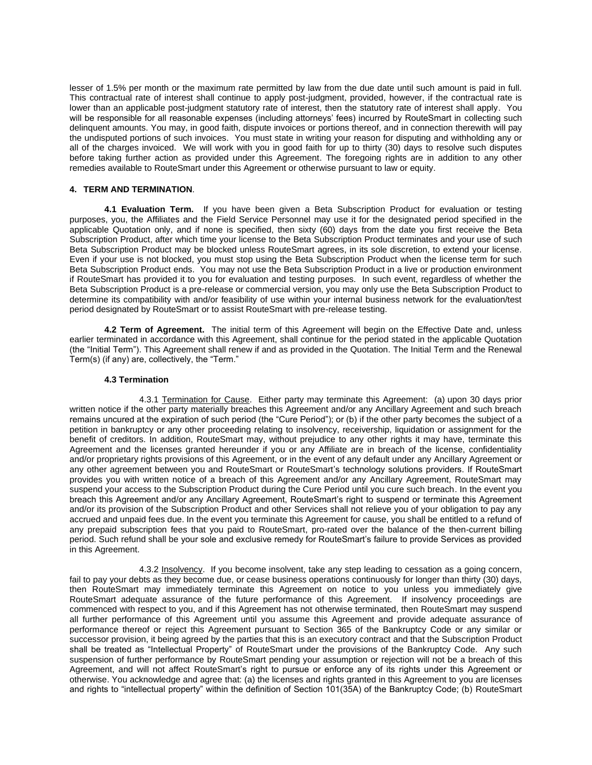lesser of 1.5% per month or the maximum rate permitted by law from the due date until such amount is paid in full. This contractual rate of interest shall continue to apply post-judgment, provided, however, if the contractual rate is lower than an applicable post-judgment statutory rate of interest, then the statutory rate of interest shall apply. You will be responsible for all reasonable expenses (including attorneys' fees) incurred by RouteSmart in collecting such delinquent amounts. You may, in good faith, dispute invoices or portions thereof, and in connection therewith will pay the undisputed portions of such invoices. You must state in writing your reason for disputing and withholding any or all of the charges invoiced. We will work with you in good faith for up to thirty (30) days to resolve such disputes before taking further action as provided under this Agreement. The foregoing rights are in addition to any other remedies available to RouteSmart under this Agreement or otherwise pursuant to law or equity.

**4. TERM AND TERMINATION**.

**4.1 Evaluation Term.** If you have been given a Beta Subscription Product for evaluation or testing purposes, you, the Affiliates and the Field Service Personnel may use it for the designated period specified in the applicable Quotation only, and if none is specified, then sixty (60) days from the date you first receive the Beta Subscription Product, after which time your license to the Beta Subscription Product terminates and your use of such Beta Subscription Product may be blocked unless RouteSmart agrees, in its sole discretion, to extend your license. Even if your use is not blocked, you must stop using the Beta Subscription Product when the license term for such Beta Subscription Product ends. You may not use the Beta Subscription Product in a live or production environment if RouteSmart has provided it to you for evaluation and testing purposes. In such event, regardless of whether the Beta Subscription Product is a pre-release or commercial version, you may only use the Beta Subscription Product to determine its compatibility with and/or feasibility of use within your internal business network for the evaluation/test period designated by RouteSmart or to assist RouteSmart with pre-release testing.

**4.2 Term of Agreement.** The initial term of this Agreement will begin on the Effective Date and, unless earlier terminated in accordance with this Agreement, shall continue for the period stated in the applicable Quotation (the "Initial Term"). This Agreement shall renew if and as provided in the Quotation. The Initial Term and the Renewal Term(s) (if any) are, collectively, the "Term."

**4.3 Termination**

4.3.1 Termination for Cause. Either party may terminate this Agreement: (a) upon 30 days prior written notice if the other party materially breaches this Agreement and/or any Ancillary Agreement and such breach remains uncured at the expiration of such period (the "Cure Period"); or (b) if the other party becomes the subject of a petition in bankruptcy or any other proceeding relating to insolvency, receivership, liquidation or assignment for the benefit of creditors. In addition, RouteSmart may, without prejudice to any other rights it may have, terminate this Agreement and the licenses granted hereunder if you or any Affiliate are in breach of the license, confidentiality and/or proprietary rights provisions of this Agreement, or in the event of any default under any Ancillary Agreement or any other agreement between you and RouteSmart or RouteSmart's technology solutions providers. If RouteSmart provides you with written notice of a breach of this Agreement and/or any Ancillary Agreement, RouteSmart may suspend your access to the Subscription Product during the Cure Period until you cure such breach. In the event you breach this Agreement and/or any Ancillary Agreement, RouteSmart's right to suspend or terminate this Agreement and/or its provision of the Subscription Product and other Services shall not relieve you of your obligation to pay any accrued and unpaid fees due. In the event you terminate this Agreement for cause, you shall be entitled to a refund of any prepaid subscription fees that you paid to RouteSmart, pro-rated over the balance of the then-current billing period. Such refund shall be your sole and exclusive remedy for RouteSmart's failure to provide Services as provided in this Agreement.

4.3.2 Insolvency. If you become insolvent, take any step leading to cessation as a going concern, fail to pay your debts as they become due, or cease business operations continuously for longer than thirty (30) days, then RouteSmart may immediately terminate this Agreement on notice to you unless you immediately give RouteSmart adequate assurance of the future performance of this Agreement. If insolvency proceedings are commenced with respect to you, and if this Agreement has not otherwise terminated, then RouteSmart may suspend all further performance of this Agreement until you assume this Agreement and provide adequate assurance of performance thereof or reject this Agreement pursuant to Section 365 of the Bankruptcy Code or any similar or successor provision, it being agreed by the parties that this is an executory contract and that the Subscription Product shall be treated as "Intellectual Property" of RouteSmart under the provisions of the Bankruptcy Code. Any such suspension of further performance by RouteSmart pending your assumption or rejection will not be a breach of this Agreement, and will not affect RouteSmart's right to pursue or enforce any of its rights under this Agreement or otherwise. You acknowledge and agree that: (a) the licenses and rights granted in this Agreement to you are licenses and rights to "intellectual property" within the definition of Section 101(35A) of the Bankruptcy Code; (b) RouteSmart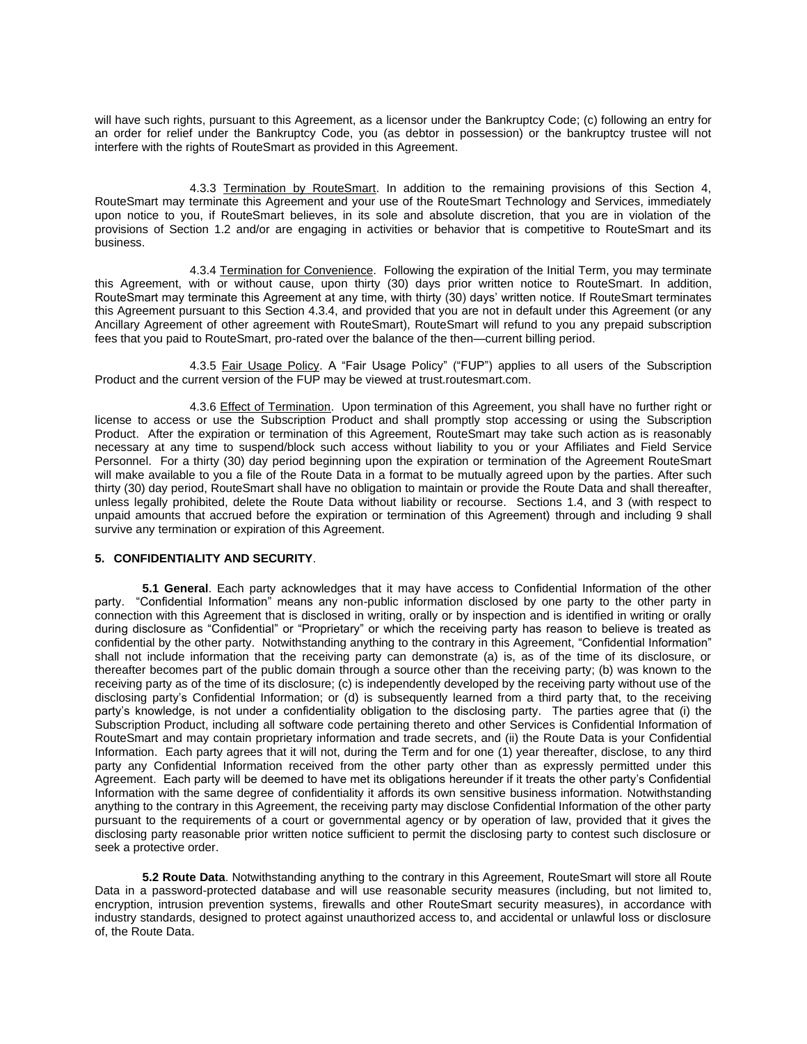will have such rights, pursuant to this Agreement, as a licensor under the Bankruptcy Code; (c) following an entry for an order for relief under the Bankruptcy Code, you (as debtor in possession) or the bankruptcy trustee will not interfere with the rights of RouteSmart as provided in this Agreement.

4.3.3 Termination by RouteSmart. In addition to the remaining provisions of this Section 4, RouteSmart may terminate this Agreement and your use of the RouteSmart Technology and Services, immediately upon notice to you, if RouteSmart believes, in its sole and absolute discretion, that you are in violation of the provisions of Section 1.2 and/or are engaging in activities or behavior that is competitive to RouteSmart and its business.

4.3.4 Termination for Convenience. Following the expiration of the Initial Term, you may terminate this Agreement, with or without cause, upon thirty (30) days prior written notice to RouteSmart. In addition, RouteSmart may terminate this Agreement at any time, with thirty (30) days' written notice. If RouteSmart terminates this Agreement pursuant to this Section 4.3.4, and provided that you are not in default under this Agreement (or any Ancillary Agreement of other agreement with RouteSmart), RouteSmart will refund to you any prepaid subscription fees that you paid to RouteSmart, pro-rated over the balance of the then—current billing period.

4.3.5 Fair Usage Policy. A "Fair Usage Policy" ("FUP") applies to all users of the Subscription Product and the current version of the FUP may be viewed at trust.routesmart.com.

4.3.6 Effect of Termination. Upon termination of this Agreement, you shall have no further right or license to access or use the Subscription Product and shall promptly stop accessing or using the Subscription Product. After the expiration or termination of this Agreement, RouteSmart may take such action as is reasonably necessary at any time to suspend/block such access without liability to you or your Affiliates and Field Service Personnel. For a thirty (30) day period beginning upon the expiration or termination of the Agreement RouteSmart will make available to you a file of the Route Data in a format to be mutually agreed upon by the parties. After such thirty (30) day period, RouteSmart shall have no obligation to maintain or provide the Route Data and shall thereafter, unless legally prohibited, delete the Route Data without liability or recourse. Sections 1.4, and 3 (with respect to unpaid amounts that accrued before the expiration or termination of this Agreement) through and including 9 shall survive any termination or expiration of this Agreement.

## 5. CONFIDENTIALITY AND SECURITY.

**5.1 General**. Each party acknowledges that it may have access to Confidential Information of the other party. "Confidential Information" means any non-public information disclosed by one party to the other party in connection with this Agreement that is disclosed in writing, orally or by inspection and is identified in writing or orally during disclosure as "Confidential" or "Proprietary" or which the receiving party has reason to believe is treated as confidential by the other party. Notwithstanding anything to the contrary in this Agreement, "Confidential Information" shall not include information that the receiving party can demonstrate (a) is, as of the time of its disclosure, or thereafter becomes part of the public domain through a source other than the receiving party; (b) was known to the receiving party as of the time of its disclosure; (c) is independently developed by the receiving party without use of the disclosing party's Confidential Information; or (d) is subsequently learned from a third party that, to the receiving party's knowledge, is not under a confidentiality obligation to the disclosing party. The parties agree that (i) the Subscription Product, including all software code pertaining thereto and other Services is Confidential Information of RouteSmart and may contain proprietary information and trade secrets, and (ii) the Route Data is your Confidential Information. Each party agrees that it will not, during the Term and for one (1) year thereafter, disclose, to any third party any Confidential Information received from the other party other than as expressly permitted under this Agreement. Each party will be deemed to have met its obligations hereunder if it treats the other party's Confidential Information with the same degree of confidentiality it affords its own sensitive business information. Notwithstanding anything to the contrary in this Agreement, the receiving party may disclose Confidential Information of the other party pursuant to the requirements of a court or governmental agency or by operation of law, provided that it gives the disclosing party reasonable prior written notice sufficient to permit the disclosing party to contest such disclosure or seek a protective order.

**5.2 Route Data**. Notwithstanding anything to the contrary in this Agreement, RouteSmart will store all Route Data in a password-protected database and will use reasonable security measures (including, but not limited to, encryption, intrusion prevention systems, firewalls and other RouteSmart security measures), in accordance with industry standards, designed to protect against unauthorized access to, and accidental or unlawful loss or disclosure of, the Route Data.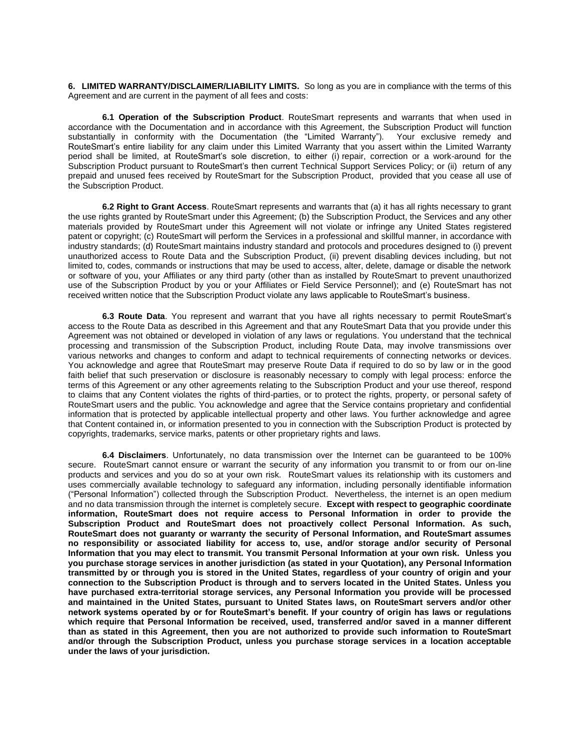**6. LIMITED WARRANTY/DISCLAIMER/LIABILITY LIMITS.** So long as you are in compliance with the terms of this Agreement and are current in the payment of all fees and costs:

**6.1 Operation of the Subscription Product**. RouteSmart represents and warrants that when used in accordance with the Documentation and in accordance with this Agreement, the Subscription Product will function substantially in conformity with the Documentation (the "Limited Warranty"). Your exclusive remedy and RouteSmart's entire liability for any claim under this Limited Warranty that you assert within the Limited Warranty period shall be limited, at RouteSmart's sole discretion, to either (i) repair, correction or a work-around for the Subscription Product pursuant to RouteSmart's then current Technical Support Services Policy; or (ii) return of any prepaid and unused fees received by RouteSmart for the Subscription Product, provided that you cease all use of the Subscription Product.

**6.2 Right to Grant Access**. RouteSmart represents and warrants that (a) it has all rights necessary to grant the use rights granted by RouteSmart under this Agreement; (b) the Subscription Product, the Services and any other materials provided by RouteSmart under this Agreement will not violate or infringe any United States registered patent or copyright; (c) RouteSmart will perform the Services in a professional and skillful manner, in accordance with industry standards; (d) RouteSmart maintains industry standard and protocols and procedures designed to (i) prevent unauthorized access to Route Data and the Subscription Product, (ii) prevent disabling devices including, but not limited to, codes, commands or instructions that may be used to access, alter, delete, damage or disable the network or software of you, your Affiliates or any third party (other than as installed by RouteSmart to prevent unauthorized use of the Subscription Product by you or your Affiliates or Field Service Personnel); and (e) RouteSmart has not received written notice that the Subscription Product violate any laws applicable to RouteSmart's business.

**6.3 Route Data**. You represent and warrant that you have all rights necessary to permit RouteSmart's access to the Route Data as described in this Agreement and that any RouteSmart Data that you provide under this Agreement was not obtained or developed in violation of any laws or regulations. You understand that the technical processing and transmission of the Subscription Product, including Route Data, may involve transmissions over various networks and changes to conform and adapt to technical requirements of connecting networks or devices. You acknowledge and agree that RouteSmart may preserve Route Data if required to do so by law or in the good faith belief that such preservation or disclosure is reasonably necessary to comply with legal process: enforce the terms of this Agreement or any other agreements relating to the Subscription Product and your use thereof, respond to claims that any Content violates the rights of third-parties, or to protect the rights, property, or personal safety of RouteSmart users and the public. You acknowledge and agree that the Service contains proprietary and confidential information that is protected by applicable intellectual property and other laws. You further acknowledge and agree that Content contained in, or information presented to you in connection with the Subscription Product is protected by copyrights, trademarks, service marks, patents or other proprietary rights and laws.

**6.4 Disclaimers**. Unfortunately, no data transmission over the Internet can be guaranteed to be 100% secure. RouteSmart cannot ensure or warrant the security of any information you transmit to or from our on-line products and services and you do so at your own risk. RouteSmart values its relationship with its customers and uses commercially available technology to safeguard any information, including personally identifiable information ("Personal Information") collected through the Subscription Product. Nevertheless, the internet is an open medium and no data transmission through the internet is completely secure. **Except with respect to geographic coordinate information, RouteSmart does not require access to Personal Information in order to provide the Subscription Product and RouteSmart does not proactively collect Personal Information. As such, RouteSmart does not guaranty or warranty the security of Personal Information, and RouteSmart assumes no responsibility or associated liability for access to, use, and/or storage and/or security of Personal Information that you may elect to transmit. You transmit Personal Information at your own risk. Unless you you purchase storage services in another jurisdiction (as stated in your Quotation), any Personal Information transmitted by or through you is stored in the United States, regardless of your country of origin and your connection to the Subscription Product is through and to servers located in the United States. Unless you have purchased extra-territorial storage services, any Personal Information you provide will be processed and maintained in the United States, pursuant to United States laws, on RouteSmart servers and/or other network systems operated by or for RouteSmart's benefit. If your country of origin has laws or regulations which require that Personal Information be received, used, transferred and/or saved in a manner different than as stated in this Agreement, then you are not authorized to provide such information to RouteSmart and/or through the Subscription Product, unless you purchase storage services in a location acceptable under the laws of your jurisdiction.**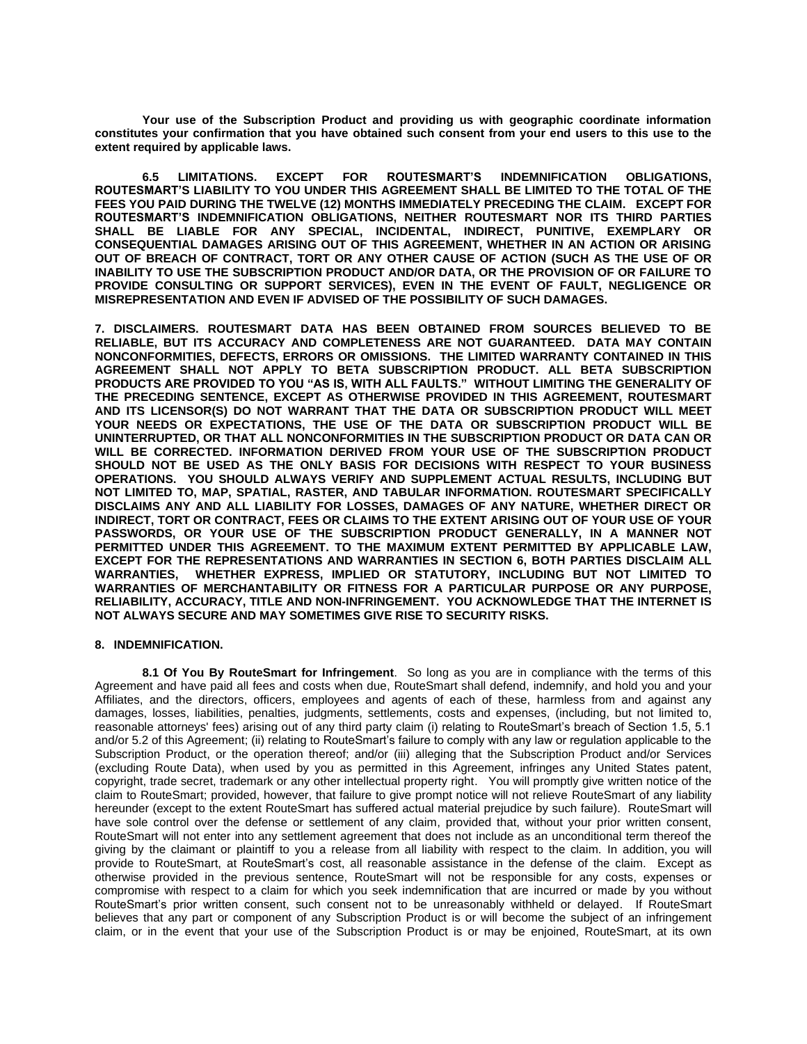**Your use of the Subscription Product and providing us with geographic coordinate information constitutes your confirmation that you have obtained such consent from your end users to this use to the extent required by applicable laws.**

**6.5 LIMITATIONS. EXCEPT FOR ROUTESMART'S INDEMNIFICATION OBLIGATIONS, ROUTESMART'S LIABILITY TO YOU UNDER THIS AGREEMENT SHALL BE LIMITED TO THE TOTAL OF THE FEES YOU PAID DURING THE TWELVE (12) MONTHS IMMEDIATELY PRECEDING THE CLAIM. EXCEPT FOR ROUTESMART'S INDEMNIFICATION OBLIGATIONS, NEITHER ROUTESMART NOR ITS THIRD PARTIES SHALL BE LIABLE FOR ANY SPECIAL, INCIDENTAL, INDIRECT, PUNITIVE, EXEMPLARY OR CONSEQUENTIAL DAMAGES ARISING OUT OF THIS AGREEMENT, WHETHER IN AN ACTION OR ARISING OUT OF BREACH OF CONTRACT, TORT OR ANY OTHER CAUSE OF ACTION (SUCH AS THE USE OF OR INABILITY TO USE THE SUBSCRIPTION PRODUCT AND/OR DATA, OR THE PROVISION OF OR FAILURE TO PROVIDE CONSULTING OR SUPPORT SERVICES), EVEN IN THE EVENT OF FAULT, NEGLIGENCE OR MISREPRESENTATION AND EVEN IF ADVISED OF THE POSSIBILITY OF SUCH DAMAGES.**

**7. DISCLAIMERS. ROUTESMART DATA HAS BEEN OBTAINED FROM SOURCES BELIEVED TO BE RELIABLE, BUT ITS ACCURACY AND COMPLETENESS ARE NOT GUARANTEED. DATA MAY CONTAIN NONCONFORMITIES, DEFECTS, ERRORS OR OMISSIONS. THE LIMITED WARRANTY CONTAINED IN THIS AGREEMENT SHALL NOT APPLY TO BETA SUBSCRIPTION PRODUCT. ALL BETA SUBSCRIPTION PRODUCTS ARE PROVIDED TO YOU "AS IS, WITH ALL FAULTS." WITHOUT LIMITING THE GENERALITY OF THE PRECEDING SENTENCE, EXCEPT AS OTHERWISE PROVIDED IN THIS AGREEMENT, ROUTESMART AND ITS LICENSOR(S) DO NOT WARRANT THAT THE DATA OR SUBSCRIPTION PRODUCT WILL MEET YOUR NEEDS OR EXPECTATIONS, THE USE OF THE DATA OR SUBSCRIPTION PRODUCT WILL BE UNINTERRUPTED, OR THAT ALL NONCONFORMITIES IN THE SUBSCRIPTION PRODUCT OR DATA CAN OR WILL BE CORRECTED. INFORMATION DERIVED FROM YOUR USE OF THE SUBSCRIPTION PRODUCT SHOULD NOT BE USED AS THE ONLY BASIS FOR DECISIONS WITH RESPECT TO YOUR BUSINESS OPERATIONS. YOU SHOULD ALWAYS VERIFY AND SUPPLEMENT ACTUAL RESULTS, INCLUDING BUT NOT LIMITED TO, MAP, SPATIAL, RASTER, AND TABULAR INFORMATION. ROUTESMART SPECIFICALLY DISCLAIMS ANY AND ALL LIABILITY FOR LOSSES, DAMAGES OF ANY NATURE, WHETHER DIRECT OR INDIRECT, TORT OR CONTRACT, FEES OR CLAIMS TO THE EXTENT ARISING OUT OF YOUR USE OF YOUR PASSWORDS, OR YOUR USE OF THE SUBSCRIPTION PRODUCT GENERALLY, IN A MANNER NOT PERMITTED UNDER THIS AGREEMENT. TO THE MAXIMUM EXTENT PERMITTED BY APPLICABLE LAW, EXCEPT FOR THE REPRESENTATIONS AND WARRANTIES IN SECTION 6, BOTH PARTIES DISCLAIM ALL WARRANTIES, WHETHER EXPRESS, IMPLIED OR STATUTORY, INCLUDING BUT NOT LIMITED TO WARRANTIES OF MERCHANTABILITY OR FITNESS FOR A PARTICULAR PURPOSE OR ANY PURPOSE, RELIABILITY, ACCURACY, TITLE AND NON-INFRINGEMENT. YOU ACKNOWLEDGE THAT THE INTERNET IS NOT ALWAYS SECURE AND MAY SOMETIMES GIVE RISE TO SECURITY RISKS.**

**8. INDEMNIFICATION.**

**8.1 Of You By RouteSmart for Infringement**. So long as you are in compliance with the terms of this Agreement and have paid all fees and costs when due, RouteSmart shall defend, indemnify, and hold you and your Affiliates, and the directors, officers, employees and agents of each of these, harmless from and against any damages, losses, liabilities, penalties, judgments, settlements, costs and expenses, (including, but not limited to, reasonable attorneys' fees) arising out of any third party claim (i) relating to RouteSmart's breach of Section 1.5, 5.1 and/or 5.2 of this Agreement; (ii) relating to RouteSmart's failure to comply with any law or regulation applicable to the Subscription Product, or the operation thereof; and/or (iii) alleging that the Subscription Product and/or Services (excluding Route Data), when used by you as permitted in this Agreement, infringes any United States patent, copyright, trade secret, trademark or any other intellectual property right. You will promptly give written notice of the claim to RouteSmart; provided, however, that failure to give prompt notice will not relieve RouteSmart of any liability hereunder (except to the extent RouteSmart has suffered actual material prejudice by such failure). RouteSmart will have sole control over the defense or settlement of any claim, provided that, without your prior written consent, RouteSmart will not enter into any settlement agreement that does not include as an unconditional term thereof the giving by the claimant or plaintiff to you a release from all liability with respect to the claim. In addition, you will provide to RouteSmart, at RouteSmart's cost, all reasonable assistance in the defense of the claim. Except as otherwise provided in the previous sentence, RouteSmart will not be responsible for any costs, expenses or compromise with respect to a claim for which you seek indemnification that are incurred or made by you without RouteSmart's prior written consent, such consent not to be unreasonably withheld or delayed. If RouteSmart believes that any part or component of any Subscription Product is or will become the subject of an infringement claim, or in the event that your use of the Subscription Product is or may be enjoined, RouteSmart, at its own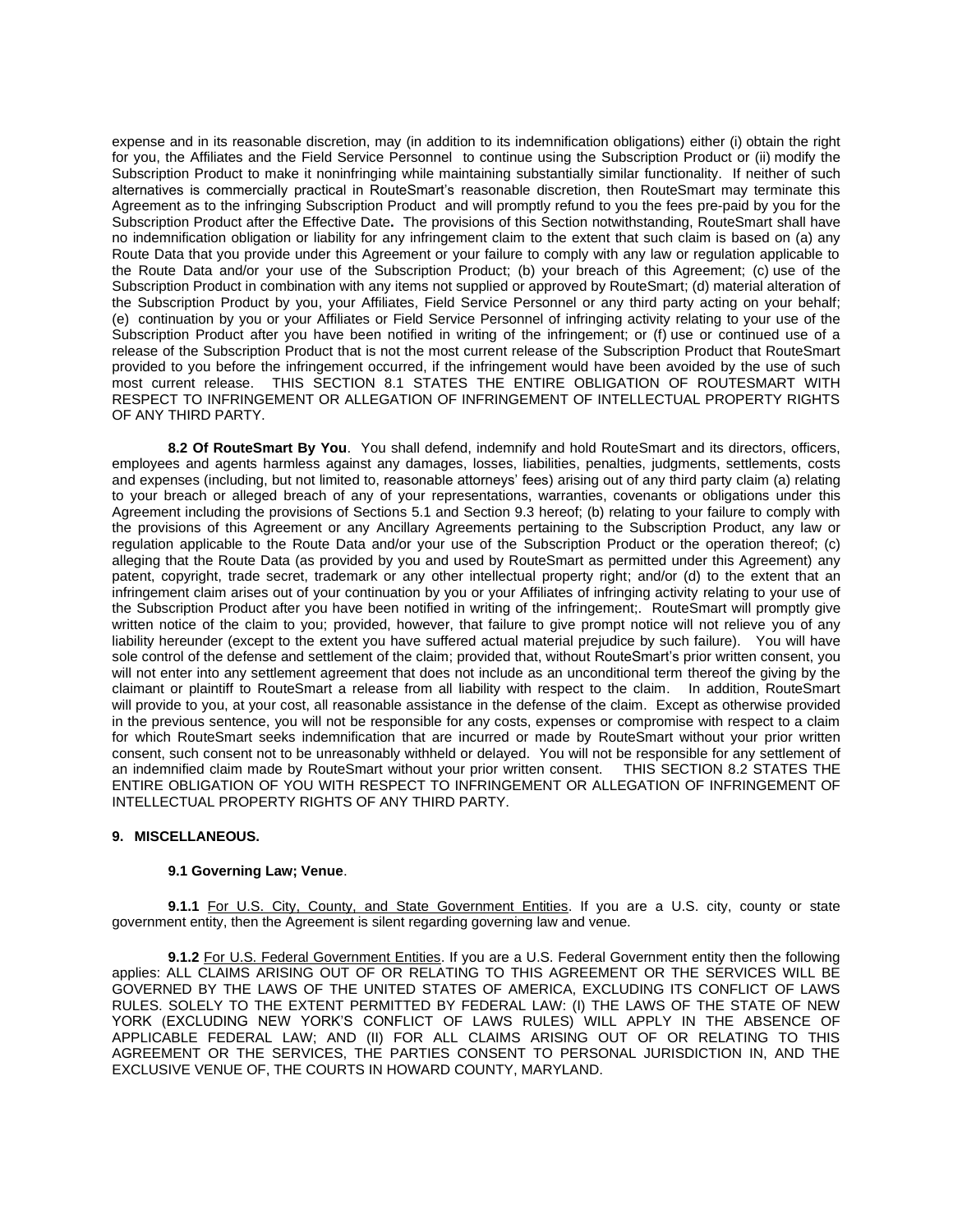expense and in its reasonable discretion, may (in addition to its indemnification obligations) either (i) obtain the right for you, the Affiliates and the Field Service Personnel to continue using the Subscription Product or (ii) modify the Subscription Product to make it noninfringing while maintaining substantially similar functionality. If neither of such alternatives is commercially practical in RouteSmart's reasonable discretion, then RouteSmart may terminate this Agreement as to the infringing Subscription Product and will promptly refund to you the fees pre-paid by you for the Subscription Product after the Effective Date**.** The provisions of this Section notwithstanding, RouteSmart shall have no indemnification obligation or liability for any infringement claim to the extent that such claim is based on (a) any Route Data that you provide under this Agreement or your failure to comply with any law or regulation applicable to the Route Data and/or your use of the Subscription Product; (b) your breach of this Agreement; (c) use of the Subscription Product in combination with any items not supplied or approved by RouteSmart; (d) material alteration of the Subscription Product by you, your Affiliates, Field Service Personnel or any third party acting on your behalf; (e) continuation by you or your Affiliates or Field Service Personnel of infringing activity relating to your use of the Subscription Product after you have been notified in writing of the infringement; or (f) use or continued use of a release of the Subscription Product that is not the most current release of the Subscription Product that RouteSmart provided to you before the infringement occurred, if the infringement would have been avoided by the use of such most current release. THIS SECTION 8.1 STATES THE ENTIRE OBLIGATION OF ROUTESMART WITH RESPECT TO INFRINGEMENT OR ALLEGATION OF INFRINGEMENT OF INTELLECTUAL PROPERTY RIGHTS OF ANY THIRD PARTY.

**8.2 Of RouteSmart By You**. You shall defend, indemnify and hold RouteSmart and its directors, officers, employees and agents harmless against any damages, losses, liabilities, penalties, judgments, settlements, costs and expenses (including, but not limited to, reasonable attorneys' fees) arising out of any third party claim (a) relating to your breach or alleged breach of any of your representations, warranties, covenants or obligations under this Agreement including the provisions of Sections 5.1 and Section 9.3 hereof; (b) relating to your failure to comply with the provisions of this Agreement or any Ancillary Agreements pertaining to the Subscription Product, any law or regulation applicable to the Route Data and/or your use of the Subscription Product or the operation thereof; (c) alleging that the Route Data (as provided by you and used by RouteSmart as permitted under this Agreement) any patent, copyright, trade secret, trademark or any other intellectual property right; and/or (d) to the extent that an infringement claim arises out of your continuation by you or your Affiliates of infringing activity relating to your use of the Subscription Product after you have been notified in writing of the infringement;. RouteSmart will promptly give written notice of the claim to you; provided, however, that failure to give prompt notice will not relieve you of any liability hereunder (except to the extent you have suffered actual material prejudice by such failure). You will have sole control of the defense and settlement of the claim; provided that, without RouteSmart's prior written consent, you will not enter into any settlement agreement that does not include as an unconditional term thereof the giving by the claimant or plaintiff to RouteSmart a release from all liability with respect to the claim. In addition, RouteSmart will provide to you, at your cost, all reasonable assistance in the defense of the claim. Except as otherwise provided in the previous sentence, you will not be responsible for any costs, expenses or compromise with respect to a claim for which RouteSmart seeks indemnification that are incurred or made by RouteSmart without your prior written consent, such consent not to be unreasonably withheld or delayed. You will not be responsible for any settlement of an indemnified claim made by RouteSmart without your prior written consent. THIS SECTION 8.2 STATES THE ENTIRE OBLIGATION OF YOU WITH RESPECT TO INFRINGEMENT OR ALLEGATION OF INFRINGEMENT OF INTELLECTUAL PROPERTY RIGHTS OF ANY THIRD PARTY.

**9. MISCELLANEOUS.**

**9.1 Governing Law; Venue**.

**9.1.1** For U.S. City, County, and State Government Entities. If you are a U.S. city, county or state government entity, then the Agreement is silent regarding governing law and venue.

**9.1.2** For U.S. Federal Government Entities. If you are a U.S. Federal Government entity then the following applies: ALL CLAIMS ARISING OUT OF OR RELATING TO THIS AGREEMENT OR THE SERVICES WILL BE GOVERNED BY THE LAWS OF THE UNITED STATES OF AMERICA, EXCLUDING ITS CONFLICT OF LAWS RULES. SOLELY TO THE EXTENT PERMITTED BY FEDERAL LAW: (I) THE LAWS OF THE STATE OF NEW YORK (EXCLUDING NEW YORK'S CONFLICT OF LAWS RULES) WILL APPLY IN THE ABSENCE OF APPLICABLE FEDERAL LAW; AND (II) FOR ALL CLAIMS ARISING OUT OF OR RELATING TO THIS AGREEMENT OR THE SERVICES, THE PARTIES CONSENT TO PERSONAL JURISDICTION IN, AND THE EXCLUSIVE VENUE OF, THE COURTS IN HOWARD COUNTY, MARYLAND.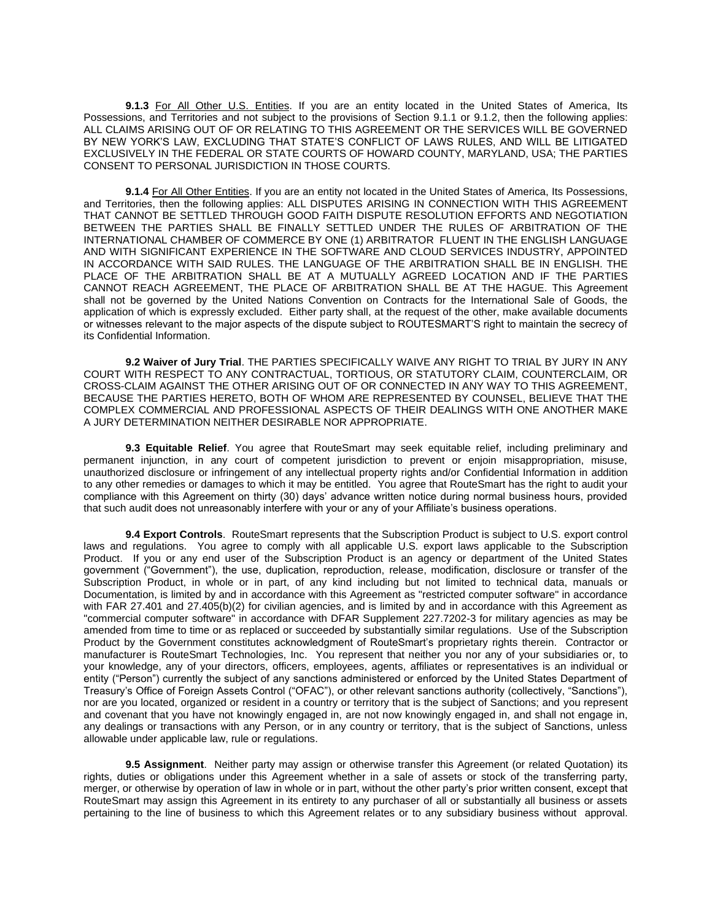**9.1.3** <u>For All Other U.S. Entities</u>. If you are an entity located in the United States of America, Its Possessions, and Territories and not subject to the provisions of Section 9.1.1 or 9.1.2, then the following applies: ALL CLAIMS ARISING OUT OF OR RELATING TO THIS AGREEMENT OR THE SERVICES WILL BE GOVERNED BY NEW YORK'S LAW, EXCLUDING THAT STATE'S CONFLICT OF LAWS RULES, AND WILL BE LITIGATED EXCLUSIVELY IN THE FEDERAL OR STATE COURTS OF HOWARD COUNTY, MARYLAND, USA; THE PARTIES CONSENT TO PERSONAL JURISDICTION IN THOSE COURTS.

**9.1.4** <u>For All Other Entities</u>. If you are an entity not located in the United States of America, Its Possessions, and Territories, then the following applies: ALL DISPUTES ARISING IN CONNECTION WITH THIS AGREEMENT THAT CANNOT BE SETTLED THROUGH GOOD FAITH DISPUTE RESOLUTION EFFORTS AND NEGOTIATION BETWEEN THE PARTIES SHALL BE FINALLY SETTLED UNDER THE RULES OF ARBITRATION OF THE INTERNATIONAL CHAMBER OF COMMERCE BY ONE (1) ARBITRATOR FLUENT IN THE ENGLISH LANGUAGE AND WITH SIGNIFICANT EXPERIENCE IN THE SOFTWARE AND CLOUD SERVICES INDUSTRY, APPOINTED IN ACCORDANCE WITH SAID RULES. THE LANGUAGE OF THE ARBITRATION SHALL BE IN ENGLISH. THE PLACE OF THE ARBITRATION SHALL BE AT A MUTUALLY AGREED LOCATION AND IF THE PARTIES CANNOT REACH AGREEMENT, THE PLACE OF ARBITRATION SHALL BE AT THE HAGUE. This Agreement shall not be governed by the United Nations Convention on Contracts for the International Sale of Goods, the application of which is expressly excluded. Either party shall, at the request of the other, make available documents or witnesses relevant to the major aspects of the dispute subject to ROUTESMART'S right to maintain the secrecy of its Confidential Information.

**9.2 Waiver of Jury Trial**. THE PARTIES SPECIFICALLY WAIVE ANY RIGHT TO TRIAL BY JURY IN ANY COURT WITH RESPECT TO ANY CONTRACTUAL, TORTIOUS, OR STATUTORY CLAIM, COUNTERCLAIM, OR CROSS-CLAIM AGAINST THE OTHER ARISING OUT OF OR CONNECTED IN ANY WAY TO THIS AGREEMENT, BECAUSE THE PARTIES HERETO, BOTH OF WHOM ARE REPRESENTED BY COUNSEL, BELIEVE THAT THE COMPLEX COMMERCIAL AND PROFESSIONAL ASPECTS OF THEIR DEALINGS WITH ONE ANOTHER MAKE A JURY DETERMINATION NEITHER DESIRABLE NOR APPROPRIATE.

**9.3 Equitable Relief**. You agree that RouteSmart may seek equitable relief, including preliminary and permanent injunction, in any court of competent jurisdiction to prevent or enjoin misappropriation, misuse, unauthorized disclosure or infringement of any intellectual property rights and/or Confidential Information in addition to any other remedies or damages to which it may be entitled. You agree that RouteSmart has the right to audit your compliance with this Agreement on thirty (30) days' advance written notice during normal business hours, provided that such audit does not unreasonably interfere with your or any of your Affiliate's business operations.

**9.4 Export Controls**. RouteSmart represents that the Subscription Product is subject to U.S. export control laws and regulations. You agree to comply with all applicable U.S. export laws applicable to the Subscription Product. If you or any end user of the Subscription Product is an agency or department of the United States government ("Government"), the use, duplication, reproduction, release, modification, disclosure or transfer of the Subscription Product, in whole or in part, of any kind including but not limited to technical data, manuals or Documentation, is limited by and in accordance with this Agreement as "restricted computer software" in accordance with FAR 27.401 and 27.405(b)(2) for civilian agencies, and is limited by and in accordance with this Agreement as "commercial computer software" in accordance with DFAR Supplement 227.7202-3 for military agencies as may be amended from time to time or as replaced or succeeded by substantially similar regulations. Use of the Subscription Product by the Government constitutes acknowledgment of RouteSmart's proprietary rights therein. Contractor or manufacturer is RouteSmart Technologies, Inc. You represent that neither you nor any of your subsidiaries or, to your knowledge, any of your directors, officers, employees, agents, affiliates or representatives is an individual or entity ("Person") currently the subject of any sanctions administered or enforced by the United States Department of Treasury's Office of Foreign Assets Control ("OFAC"), or other relevant sanctions authority (collectively, "Sanctions"), nor are you located, organized or resident in a country or territory that is the subject of Sanctions; and you represent and covenant that you have not knowingly engaged in, are not now knowingly engaged in, and shall not engage in, any dealings or transactions with any Person, or in any country or territory, that is the subject of Sanctions, unless allowable under applicable law, rule or regulations.

**9.5 Assignment**. Neither party may assign or otherwise transfer this Agreement (or related Quotation) its rights, duties or obligations under this Agreement whether in a sale of assets or stock of the transferring party, merger, or otherwise by operation of law in whole or in part, without the other party's prior written consent, except that RouteSmart may assign this Agreement in its entirety to any purchaser of all or substantially all business or assets pertaining to the line of business to which this Agreement relates or to any subsidiary business without approval.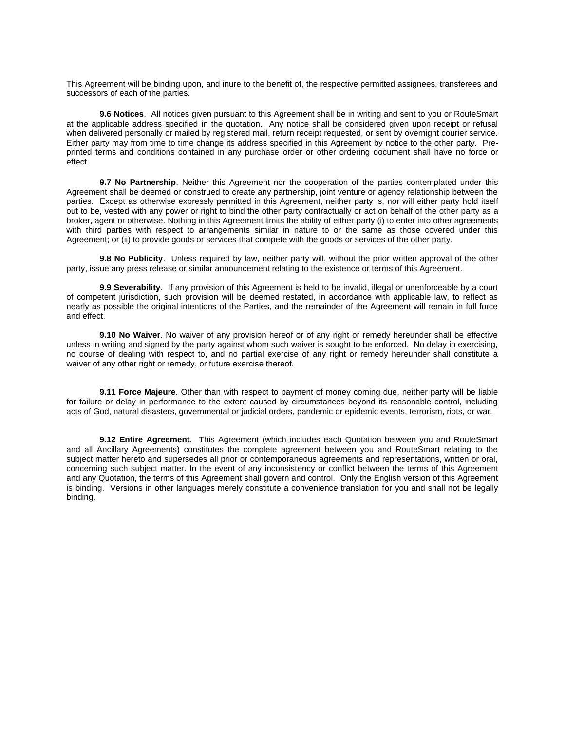This Agreement will be binding upon, and inure to the benefit of, the respective permitted assignees, transferees and successors of each of the parties.

**9.6 Notices**. All notices given pursuant to this Agreement shall be in writing and sent to you or RouteSmart at the applicable address specified in the quotation. Any notice shall be considered given upon receipt or refusal when delivered personally or mailed by registered mail, return receipt requested, or sent by overnight courier service. Either party may from time to time change its address specified in this Agreement by notice to the other party. Pre-printed terms and conditions contained in any purchase order or other ordering document shall have no force or effect.

**9.7 No Partnership**. Neither this Agreement nor the cooperation of the parties contemplated under this Agreement shall be deemed or construed to create any partnership, joint venture or agency relationship between the parties. Except as otherwise expressly permitted in this Agreement, neither party is, nor will either party hold itself out to be, vested with any power or right to bind the other party contractually or act on behalf of the other party as a broker, agent or otherwise. Nothing in this Agreement limits the ability of either party (i) to enter into other agreements with third parties with respect to arrangements similar in nature to or the same as those covered under this Agreement; or (ii) to provide goods or services that compete with the goods or services of the other party.

**9.8 No Publicity**. Unless required by law, neither party will, without the prior written approval of the other party, issue any press release or similar announcement relating to the existence or terms of this Agreement.

**9.9 Severability**. If any provision of this Agreement is held to be invalid, illegal or unenforceable by a court of competent jurisdiction, such provision will be deemed restated, in accordance with applicable law, to reflect as nearly as possible the original intentions of the Parties, and the remainder of the Agreement will remain in full force and effect.

**9.10 No Waiver**. No waiver of any provision hereof or of any right or remedy hereunder shall be effective unless in writing and signed by the party against whom such waiver is sought to be enforced. No delay in exercising, no course of dealing with respect to, and no partial exercise of any right or remedy hereunder shall constitute a waiver of any other right or remedy, or future exercise thereof.

**9.11 Force Majeure**. Other than with respect to payment of money coming due, neither party will be liable for failure or delay in performance to the extent caused by circumstances beyond its reasonable control, including acts of God, natural disasters, governmental or judicial orders, pandemic or epidemic events, terrorism, riots, or war.

**9.12 Entire Agreement**. This Agreement (which includes each Quotation between you and RouteSmart and all Ancillary Agreements) constitutes the complete agreement between you and RouteSmart relating to the subject matter hereto and supersedes all prior or contemporaneous agreements and representations, written or oral, concerning such subject matter. In the event of any inconsistency or conflict between the terms of this Agreement and any Quotation, the terms of this Agreement shall govern and control. Only the English version of this Agreement is binding. Versions in other languages merely constitute a convenience translation for you and shall not be legally binding.